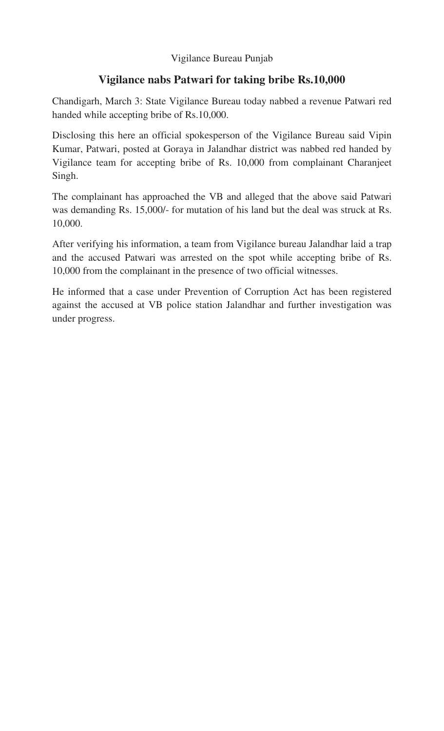Vigilance Bureau Punjab

## Vigilance nabs Patwari for taking bribe Rs.10,000

Chandigarh, March 3: State Vigilance Bureau today nabbed a revenue Patwari red handed while accepting bribe of Rs.10,000.

Disclosing this here an official spokesperson of the Vigilance Bureau said Vipin Kumar, Patwari, posted at Goraya in Jalandhar district was nabbed red handed by Vigilance team for accepting bribe of Rs. 10,000 from complainant Charanjeet Singh.

The complainant has approached the VB and alleged that the above said Patwari was demanding Rs. 15,000/- for mutation of his land but the deal was struck at Rs. 10,000.

After verifying his information, a team from Vigilance bureau Jalandhar laid a trap and the accused Patwari was arrested on the spot while accepting bribe of Rs. 10,000 from the complainant in the presence of two official witnesses.

He informed that a case under Prevention of Corruption Act has been registered against the accused at VB police station Jalandhar and further investigation was under progress.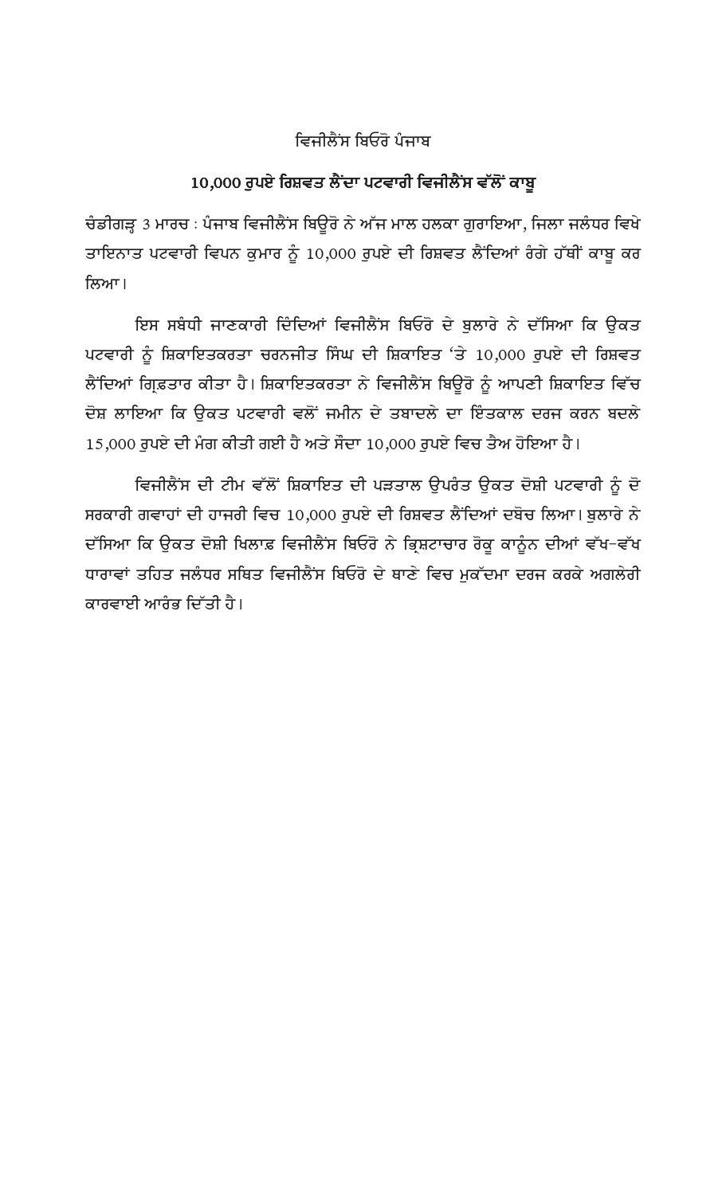ਵਿਜੀਲੈਂਸ ਬਿਓਰੋ ਪੰਜਾਬ

**10,000 ਰੁਪਏ ਰਿਸ਼ਵਤ ਲੈਂਦਾ ਪਟਵਾਰੀ ਵਿਜੀਲੈਂਸ ਵੱਲੋਂ ਕਾਬੂ**

ਚੰਡੀਗੜ੍ਹ 3 ਮਾਰਚ : ਪੰਜਾਬ ਵਿਜੀਲੈਂਸ ਬਿਊਰੋ ਨੇ ਅੱਜ ਮਾਲ ਹਲਕਾ ਗੁਰਾਇਆ, ਜਿਲਾ ਜਲੰਧਰ ਵਿਖੇ ਤਾਇਨਾਤ ਪਟਵਾਰੀ ਵਿਪਨ ਕੁਮਾਰ ਨੂੰ 10,000 ਰੁਪਏ ਦੀ ਰਿਸ਼ਵਤ ਲੈਂਦਿਆਂ ਰੰਗੇ ਹੱਥੀਂ ਕਾਬੂ ਕਰ ਲਿਆ।

ਇਸ ਸਬੰਧੀ ਜਾਣਕਾਰੀ ਦਿੰਦਿਆਂ ਵਿਜੀਲੈਂਸ ਬਿਓਰੋ ਦੇ ਬੁਲਾਰੇ ਨੇ ਦੱਸਿਆ ਕਿ ਉਕਤ ਪਟਵਾਰੀ ਨੂੰ ਸ਼ਿਕਾਇਤਕਰਤਾ ਚਰਨਜੀਤ ਸਿੰਘ ਦੀ ਸ਼ਿਕਾਇਤ 'ਤੇ 10,000 ਰੁਪਏ ਦੀ ਰਿਸ਼ਵਤ ਲੈਂਦਿਆਂ ਗ੍ਰਿਫ਼ਤਾਰ ਕੀਤਾ ਹੈ। ਸ਼ਿਕਾਇਤਕਰਤਾ ਨੇ ਵਿਜੀਲੈਂਸ ਬਿਊਰੋ ਨੂੰ ਆਪਣੀ ਸ਼ਿਕਾਇਤ ਵਿੱਚ ਦੋਸ਼ ਲਾਇਆ ਕਿ ਉਕਤ ਪਟਵਾਰੀ ਵਲੋਂ ਜਮੀਨ ਦੇ ਤਬਾਦਲੇ ਦਾ ਇੰਤਕਾਲ ਦਰਜ ਕਰਨ ਬਦਲੇ 15,000 ਰੁਪਏ ਦੀ ਮੰਗ ਕੀਤੀ ਗਈ ਹੈ ਅਤੇ ਸੌਦਾ 10,000 ਰੁਪਏ ਵਿਚ ਤੈਅ ਹੋਇਆ ਹੈ।

ਵਿਜੀਲੈਂਸ ਦੀ ਟੀਮ ਵੱਲੋਂ ਸ਼ਿਕਾਇਤ ਦੀ ਪੜਤਾਲ ਉਪਰੰਤ ਉਕਤ ਦੋਸ਼ੀ ਪਟਵਾਰੀ ਨੂੰ ਦੋ ਸਰਕਾਰੀ ਗਵਾਹਾਂ ਦੀ ਹਾਜਰੀ ਵਿਚ 10,000 ਰੁਪਏ ਦੀ ਰਿਸ਼ਵਤ ਲੈਂਦਿਆਂ ਦਬੋਚ ਲਿਆ। ਬੁਲਾਰੇ ਨੇ ਦੱਸਿਆ ਕਿ ਉਕਤ ਦੋਸ਼ੀ ਖਿਲਾਫ਼ ਵਿਜੀਲੈਂਸ ਬਿਓਰੋ ਨੇ ਭ੍ਰਿਸ਼ਟਾਚਾਰ ਰੋਕੂ ਕਾਨੂੰਨ ਦੀਆਂ ਵੱਖ-ਵੱਖ ਧਾਰਾਵਾਂ ਤਹਿਤ ਜਲੰਧਰ ਸਥਿਤ ਵਿਜੀਲੈਂਸ ਬਿਓਰੋ ਦੇ ਥਾਣੇ ਵਿਚ ਮੁਕੱਦਮਾ ਦਰਜ ਕਰਕੇ ਅਗਲੇਰੀ ਕਾਰਵਾਈ ਆਰੰਭ ਦਿੱਤੀ ਹੈ।